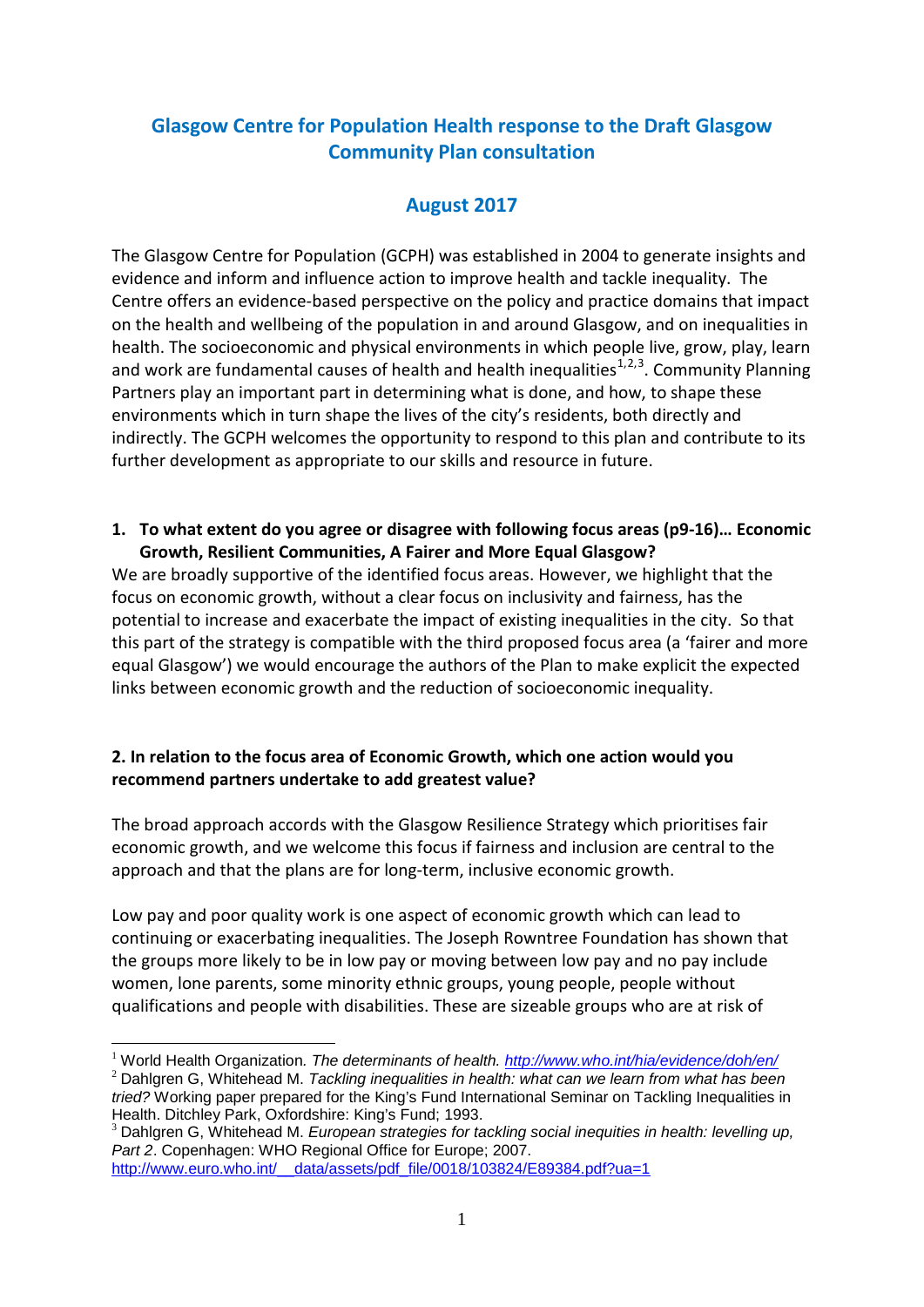## Glasgow Centre for Population Health response to the Draft Glasgow Community Plan consultation

## August 2017

The Glasgow Centre for Population (GCPH) was established in 2004 to generate insights and evidence and inform and influence action to improve health and tackle inequality. The Centre offers an evidence-based perspective on the policy and practice domains that impact on the health and wellbeing of the population in and around Glasgow, and on inequalities in health. The socioeconomic and physical environments in which people live, grow, play, learn and work are fundamental causes of health and health inequalities[1,2,3]. Community Planning Partners play an important part in determining what is done, and how, to shape these environments which in turn shape the lives of the city's residents, both directly and indirectly. The GCPH welcomes the opportunity to respond to this plan and contribute to its further development as appropriate to our skills and resource in future.

**1. To what extent do you agree or disagree with following focus areas (p9-16)… Economic Growth, Resilient Communities, A Fairer and More Equal Glasgow?**

We are broadly supportive of the identified focus areas. However, we highlight that the focus on economic growth, without a clear focus on inclusivity and fairness, has the potential to increase and exacerbate the impact of existing inequalities in the city. So that this part of the strategy is compatible with the third proposed focus area (a 'fairer and more equal Glasgow') we would encourage the authors of the Plan to make explicit the expected links between economic growth and the reduction of socioeconomic inequality.

**2. In relation to the focus area of Economic Growth, which one action would you recommend partners undertake to add greatest value?**

The broad approach accords with the Glasgow Resilience Strategy which prioritises fair economic growth, and we welcome this focus if fairness and inclusion are central to the approach and that the plans are for long-term, inclusive economic growth.

Low pay and poor quality work is one aspect of economic growth which can lead to continuing or exacerbating inequalities. The Joseph Rowntree Foundation has shown that the groups more likely to be in low pay or moving between low pay and no pay include women, lone parents, some minority ethnic groups, young people, people without qualifications and people with disabilities. These are sizeable groups who are at risk of

---

[1] World Health Organization. *The determinants of health.* http://www.who.int/hia/evidence/doh/en/

[2] Dahlgren G, Whitehead M. *Tackling inequalities in health: what can we learn from what has been tried?* Working paper prepared for the King's Fund International Seminar on Tackling Inequalities in Health. Ditchley Park, Oxfordshire: King's Fund; 1993.

[3] Dahlgren G, Whitehead M. *European strategies for tackling social inequities in health: levelling up, Part 2*. Copenhagen: WHO Regional Office for Europe; 2007. http://www.euro.who.int/__data/assets/pdf_file/0018/103824/E89384.pdf?ua=1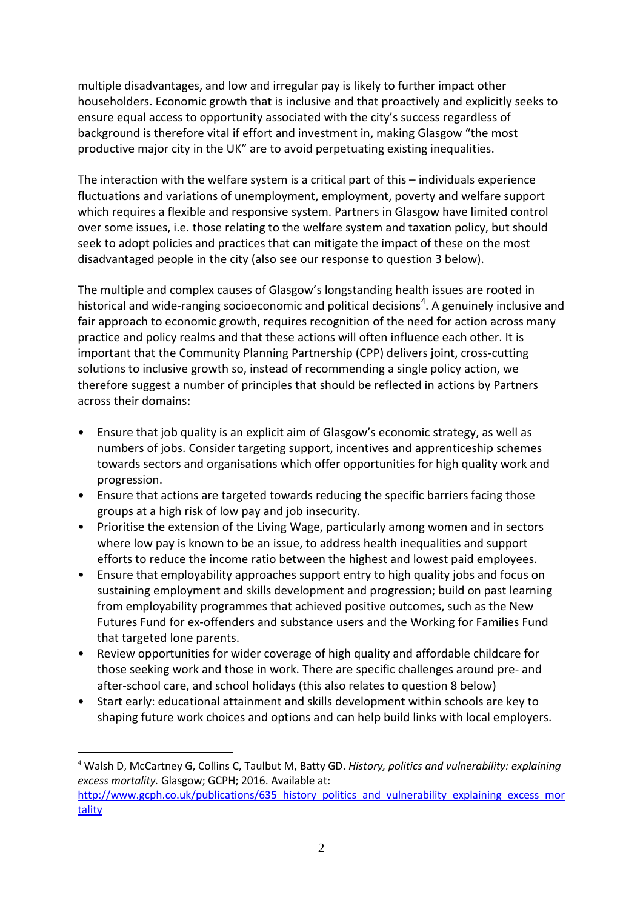multiple disadvantages, and low and irregular pay is likely to further impact other householders. Economic growth that is inclusive and that proactively and explicitly seeks to ensure equal access to opportunity associated with the city's success regardless of background is therefore vital if effort and investment in, making Glasgow "the most productive major city in the UK" are to avoid perpetuating existing inequalities.

The interaction with the welfare system is a critical part of this – individuals experience fluctuations and variations of unemployment, employment, poverty and welfare support which requires a flexible and responsive system. Partners in Glasgow have limited control over some issues, i.e. those relating to the welfare system and taxation policy, but should seek to adopt policies and practices that can mitigate the impact of these on the most disadvantaged people in the city (also see our response to question 3 below).

The multiple and complex causes of Glasgow's longstanding health issues are rooted in historical and wide-ranging socioeconomic and political decisions[4]. A genuinely inclusive and fair approach to economic growth, requires recognition of the need for action across many practice and policy realms and that these actions will often influence each other. It is important that the Community Planning Partnership (CPP) delivers joint, cross-cutting solutions to inclusive growth so, instead of recommending a single policy action, we therefore suggest a number of principles that should be reflected in actions by Partners across their domains:

- Ensure that job quality is an explicit aim of Glasgow's economic strategy, as well as numbers of jobs. Consider targeting support, incentives and apprenticeship schemes towards sectors and organisations which offer opportunities for high quality work and progression.
- Ensure that actions are targeted towards reducing the specific barriers facing those groups at a high risk of low pay and job insecurity.
- Prioritise the extension of the Living Wage, particularly among women and in sectors where low pay is known to be an issue, to address health inequalities and support efforts to reduce the income ratio between the highest and lowest paid employees.
- Ensure that employability approaches support entry to high quality jobs and focus on sustaining employment and skills development and progression; build on past learning from employability programmes that achieved positive outcomes, such as the New Futures Fund for ex-offenders and substance users and the Working for Families Fund that targeted lone parents.
- Review opportunities for wider coverage of high quality and affordable childcare for those seeking work and those in work. There are specific challenges around pre- and after-school care, and school holidays (this also relates to question 8 below)
- Start early: educational attainment and skills development within schools are key to shaping future work choices and options and can help build links with local employers.

---

[4] Walsh D, McCartney G, Collins C, Taulbut M, Batty GD. *History, politics and vulnerability: explaining excess mortality.* Glasgow; GCPH; 2016. Available at: http://www.gcph.co.uk/publications/635_history_politics_and_vulnerability_explaining_excess_mortality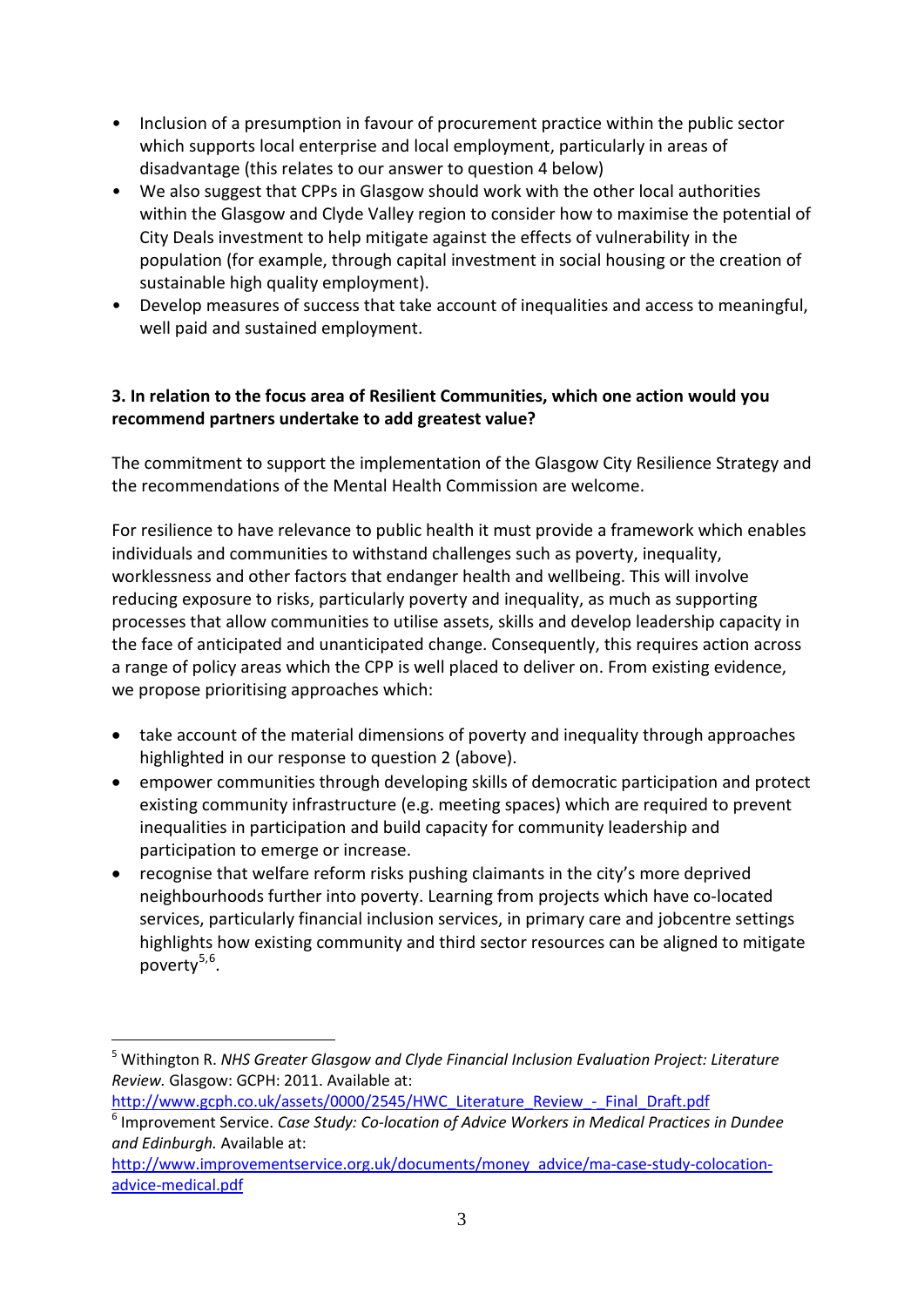- Inclusion of a presumption in favour of procurement practice within the public sector which supports local enterprise and local employment, particularly in areas of disadvantage (this relates to our answer to question 4 below)
- We also suggest that CPPs in Glasgow should work with the other local authorities within the Glasgow and Clyde Valley region to consider how to maximise the potential of City Deals investment to help mitigate against the effects of vulnerability in the population (for example, through capital investment in social housing or the creation of sustainable high quality employment).
- Develop measures of success that take account of inequalities and access to meaningful, well paid and sustained employment.

**3. In relation to the focus area of Resilient Communities, which one action would you recommend partners undertake to add greatest value?**

The commitment to support the implementation of the Glasgow City Resilience Strategy and the recommendations of the Mental Health Commission are welcome.

For resilience to have relevance to public health it must provide a framework which enables individuals and communities to withstand challenges such as poverty, inequality, worklessness and other factors that endanger health and wellbeing. This will involve reducing exposure to risks, particularly poverty and inequality, as much as supporting processes that allow communities to utilise assets, skills and develop leadership capacity in the face of anticipated and unanticipated change. Consequently, this requires action across a range of policy areas which the CPP is well placed to deliver on. From existing evidence, we propose prioritising approaches which:

- take account of the material dimensions of poverty and inequality through approaches highlighted in our response to question 2 (above).
- empower communities through developing skills of democratic participation and protect existing community infrastructure (e.g. meeting spaces) which are required to prevent inequalities in participation and build capacity for community leadership and participation to emerge or increase.
- recognise that welfare reform risks pushing claimants in the city's more deprived neighbourhoods further into poverty. Learning from projects which have co-located services, particularly financial inclusion services, in primary care and jobcentre settings highlights how existing community and third sector resources can be aligned to mitigate poverty[5,6].

---

[5] Withington R. *NHS Greater Glasgow and Clyde Financial Inclusion Evaluation Project: Literature Review.* Glasgow: GCPH: 2011. Available at: http://www.gcph.co.uk/assets/0000/2545/HWC_Literature_Review_-_Final_Draft.pdf

[6] Improvement Service. *Case Study: Co-location of Advice Workers in Medical Practices in Dundee and Edinburgh.* Available at: http://www.improvementservice.org.uk/documents/money_advice/ma-case-study-colocation-advice-medical.pdf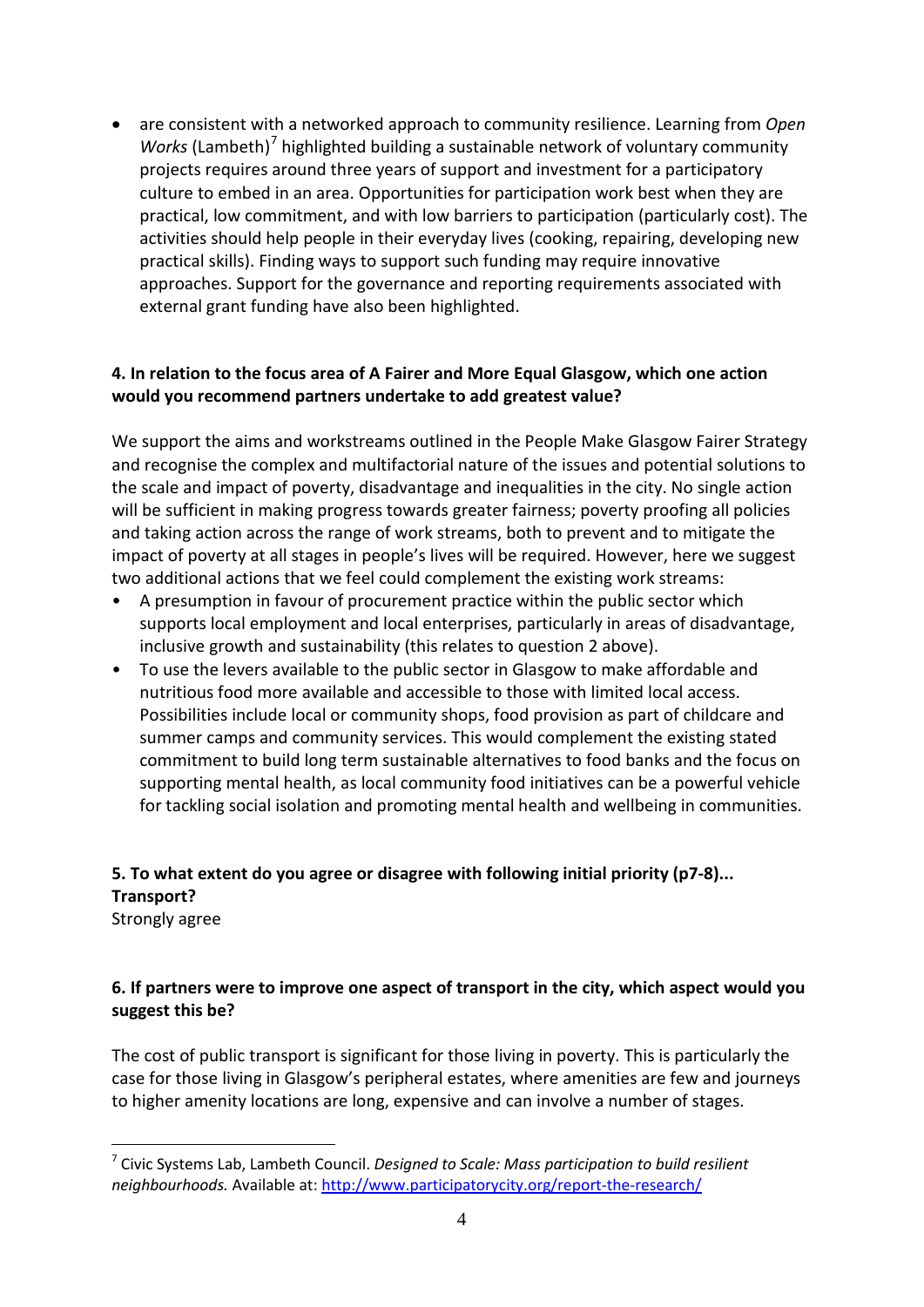- are consistent with a networked approach to community resilience. Learning from *Open Works* (Lambeth)[7] highlighted building a sustainable network of voluntary community projects requires around three years of support and investment for a participatory culture to embed in an area. Opportunities for participation work best when they are practical, low commitment, and with low barriers to participation (particularly cost). The activities should help people in their everyday lives (cooking, repairing, developing new practical skills). Finding ways to support such funding may require innovative approaches. Support for the governance and reporting requirements associated with external grant funding have also been highlighted.

**4. In relation to the focus area of A Fairer and More Equal Glasgow, which one action would you recommend partners undertake to add greatest value?**

We support the aims and workstreams outlined in the People Make Glasgow Fairer Strategy and recognise the complex and multifactorial nature of the issues and potential solutions to the scale and impact of poverty, disadvantage and inequalities in the city. No single action will be sufficient in making progress towards greater fairness; poverty proofing all policies and taking action across the range of work streams, both to prevent and to mitigate the impact of poverty at all stages in people's lives will be required. However, here we suggest two additional actions that we feel could complement the existing work streams:

- A presumption in favour of procurement practice within the public sector which supports local employment and local enterprises, particularly in areas of disadvantage, inclusive growth and sustainability (this relates to question 2 above).
- To use the levers available to the public sector in Glasgow to make affordable and nutritious food more available and accessible to those with limited local access. Possibilities include local or community shops, food provision as part of childcare and summer camps and community services. This would complement the existing stated commitment to build long term sustainable alternatives to food banks and the focus on supporting mental health, as local community food initiatives can be a powerful vehicle for tackling social isolation and promoting mental health and wellbeing in communities.

**5. To what extent do you agree or disagree with following initial priority (p7-8)... Transport?**

Strongly agree

**6. If partners were to improve one aspect of transport in the city, which aspect would you suggest this be?**

The cost of public transport is significant for those living in poverty. This is particularly the case for those living in Glasgow's peripheral estates, where amenities are few and journeys to higher amenity locations are long, expensive and can involve a number of stages.

---

[7] Civic Systems Lab, Lambeth Council. *Designed to Scale: Mass participation to build resilient neighbourhoods.* Available at: http://www.participatorycity.org/report-the-research/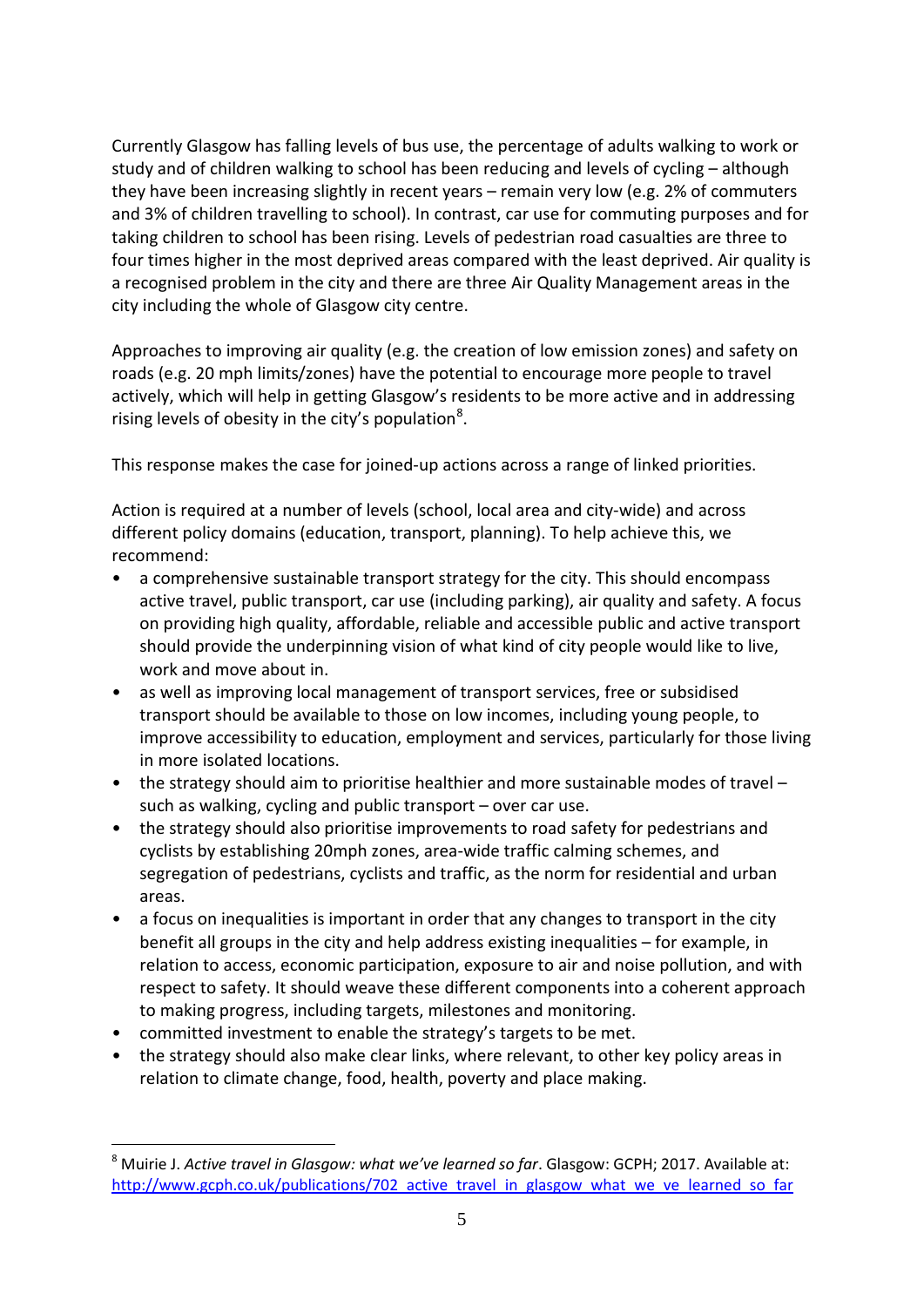Currently Glasgow has falling levels of bus use, the percentage of adults walking to work or study and of children walking to school has been reducing and levels of cycling – although they have been increasing slightly in recent years – remain very low (e.g. 2% of commuters and 3% of children travelling to school). In contrast, car use for commuting purposes and for taking children to school has been rising. Levels of pedestrian road casualties are three to four times higher in the most deprived areas compared with the least deprived. Air quality is a recognised problem in the city and there are three Air Quality Management areas in the city including the whole of Glasgow city centre.

Approaches to improving air quality (e.g. the creation of low emission zones) and safety on roads (e.g. 20 mph limits/zones) have the potential to encourage more people to travel actively, which will help in getting Glasgow's residents to be more active and in addressing rising levels of obesity in the city's population[8].

This response makes the case for joined-up actions across a range of linked priorities.

Action is required at a number of levels (school, local area and city-wide) and across different policy domains (education, transport, planning). To help achieve this, we recommend:

- a comprehensive sustainable transport strategy for the city. This should encompass active travel, public transport, car use (including parking), air quality and safety. A focus on providing high quality, affordable, reliable and accessible public and active transport should provide the underpinning vision of what kind of city people would like to live, work and move about in.
- as well as improving local management of transport services, free or subsidised transport should be available to those on low incomes, including young people, to improve accessibility to education, employment and services, particularly for those living in more isolated locations.
- the strategy should aim to prioritise healthier and more sustainable modes of travel – such as walking, cycling and public transport – over car use.
- the strategy should also prioritise improvements to road safety for pedestrians and cyclists by establishing 20mph zones, area-wide traffic calming schemes, and segregation of pedestrians, cyclists and traffic, as the norm for residential and urban areas.
- a focus on inequalities is important in order that any changes to transport in the city benefit all groups in the city and help address existing inequalities – for example, in relation to access, economic participation, exposure to air and noise pollution, and with respect to safety. It should weave these different components into a coherent approach to making progress, including targets, milestones and monitoring.
- committed investment to enable the strategy's targets to be met.
- the strategy should also make clear links, where relevant, to other key policy areas in relation to climate change, food, health, poverty and place making.

---

[8] Muirie J. *Active travel in Glasgow: what we've learned so far*. Glasgow: GCPH; 2017. Available at: http://www.gcph.co.uk/publications/702_active_travel_in_glasgow_what_we_ve_learned_so_far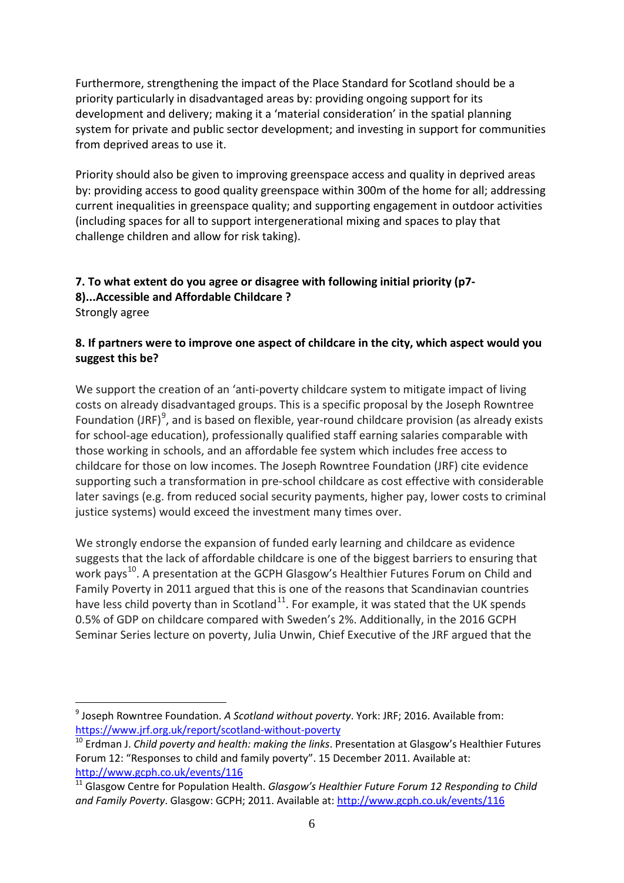Furthermore, strengthening the impact of the Place Standard for Scotland should be a priority particularly in disadvantaged areas by: providing ongoing support for its development and delivery; making it a 'material consideration' in the spatial planning system for private and public sector development; and investing in support for communities from deprived areas to use it.

Priority should also be given to improving greenspace access and quality in deprived areas by: providing access to good quality greenspace within 300m of the home for all; addressing current inequalities in greenspace quality; and supporting engagement in outdoor activities (including spaces for all to support intergenerational mixing and spaces to play that challenge children and allow for risk taking).

**7. To what extent do you agree or disagree with following initial priority (p7-8)...Accessible and Affordable Childcare ?**
Strongly agree

**8. If partners were to improve one aspect of childcare in the city, which aspect would you suggest this be?**

We support the creation of an 'anti-poverty childcare system to mitigate impact of living costs on already disadvantaged groups. This is a specific proposal by the Joseph Rowntree Foundation (JRF)[9], and is based on flexible, year-round childcare provision (as already exists for school-age education), professionally qualified staff earning salaries comparable with those working in schools, and an affordable fee system which includes free access to childcare for those on low incomes. The Joseph Rowntree Foundation (JRF) cite evidence supporting such a transformation in pre-school childcare as cost effective with considerable later savings (e.g. from reduced social security payments, higher pay, lower costs to criminal justice systems) would exceed the investment many times over.

We strongly endorse the expansion of funded early learning and childcare as evidence suggests that the lack of affordable childcare is one of the biggest barriers to ensuring that work pays[10]. A presentation at the GCPH Glasgow's Healthier Futures Forum on Child and Family Poverty in 2011 argued that this is one of the reasons that Scandinavian countries have less child poverty than in Scotland[11]. For example, it was stated that the UK spends 0.5% of GDP on childcare compared with Sweden's 2%. Additionally, in the 2016 GCPH Seminar Series lecture on poverty, Julia Unwin, Chief Executive of the JRF argued that the

---

[9] Joseph Rowntree Foundation. *A Scotland without poverty*. York: JRF; 2016. Available from: https://www.jrf.org.uk/report/scotland-without-poverty

[10] Erdman J. *Child poverty and health: making the links*. Presentation at Glasgow's Healthier Futures Forum 12: "Responses to child and family poverty". 15 December 2011. Available at: http://www.gcph.co.uk/events/116

[11] Glasgow Centre for Population Health. *Glasgow's Healthier Future Forum 12 Responding to Child and Family Poverty*. Glasgow: GCPH; 2011. Available at: http://www.gcph.co.uk/events/116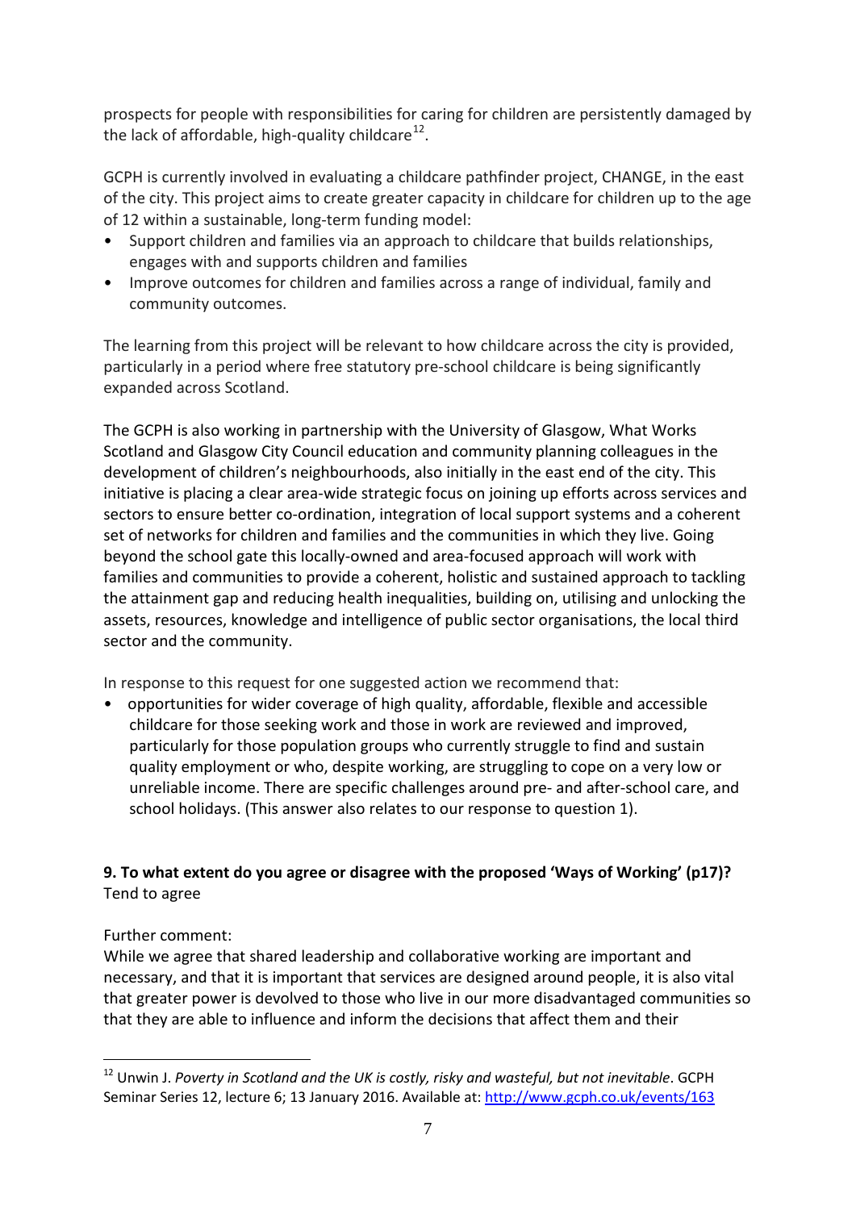prospects for people with responsibilities for caring for children are persistently damaged by the lack of affordable, high-quality childcare[12].

GCPH is currently involved in evaluating a childcare pathfinder project, CHANGE, in the east of the city. This project aims to create greater capacity in childcare for children up to the age of 12 within a sustainable, long-term funding model:

- Support children and families via an approach to childcare that builds relationships, engages with and supports children and families
- Improve outcomes for children and families across a range of individual, family and community outcomes.

The learning from this project will be relevant to how childcare across the city is provided, particularly in a period where free statutory pre-school childcare is being significantly expanded across Scotland.

The GCPH is also working in partnership with the University of Glasgow, What Works Scotland and Glasgow City Council education and community planning colleagues in the development of children's neighbourhoods, also initially in the east end of the city. This initiative is placing a clear area-wide strategic focus on joining up efforts across services and sectors to ensure better co-ordination, integration of local support systems and a coherent set of networks for children and families and the communities in which they live. Going beyond the school gate this locally-owned and area-focused approach will work with families and communities to provide a coherent, holistic and sustained approach to tackling the attainment gap and reducing health inequalities, building on, utilising and unlocking the assets, resources, knowledge and intelligence of public sector organisations, the local third sector and the community.

In response to this request for one suggested action we recommend that:

- opportunities for wider coverage of high quality, affordable, flexible and accessible childcare for those seeking work and those in work are reviewed and improved, particularly for those population groups who currently struggle to find and sustain quality employment or who, despite working, are struggling to cope on a very low or unreliable income. There are specific challenges around pre- and after-school care, and school holidays. (This answer also relates to our response to question 1).

**9. To what extent do you agree or disagree with the proposed 'Ways of Working' (p17)?**
Tend to agree

Further comment:
While we agree that shared leadership and collaborative working are important and necessary, and that it is important that services are designed around people, it is also vital that greater power is devolved to those who live in our more disadvantaged communities so that they are able to influence and inform the decisions that affect them and their

---

[12] Unwin J. *Poverty in Scotland and the UK is costly, risky and wasteful, but not inevitable*. GCPH Seminar Series 12, lecture 6; 13 January 2016. Available at: http://www.gcph.co.uk/events/163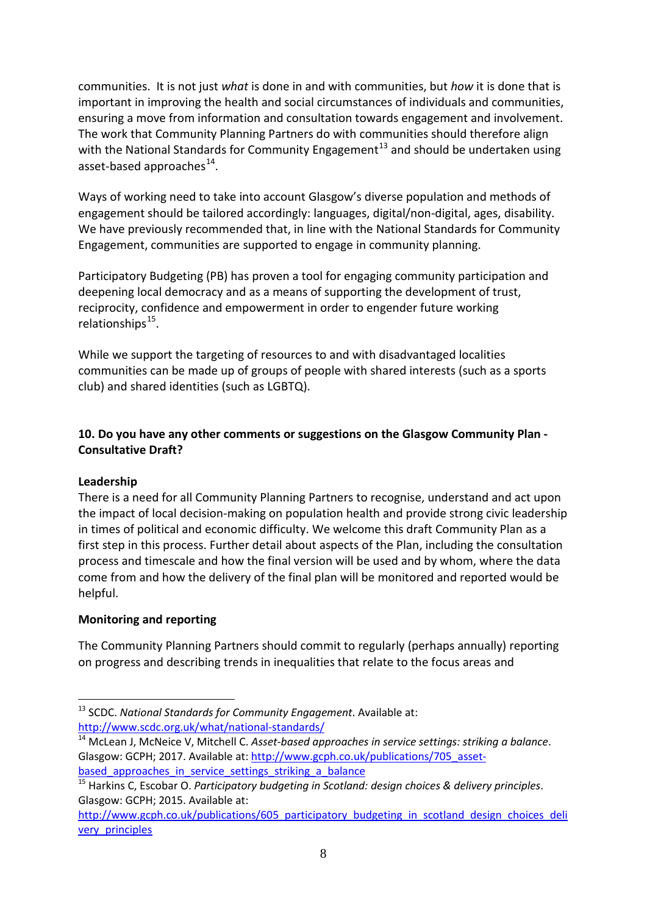communities. It is not just *what* is done in and with communities, but *how* it is done that is important in improving the health and social circumstances of individuals and communities, ensuring a move from information and consultation towards engagement and involvement. The work that Community Planning Partners do with communities should therefore align with the National Standards for Community Engagement[13] and should be undertaken using asset-based approaches[14].

Ways of working need to take into account Glasgow's diverse population and methods of engagement should be tailored accordingly: languages, digital/non-digital, ages, disability. We have previously recommended that, in line with the National Standards for Community Engagement, communities are supported to engage in community planning.

Participatory Budgeting (PB) has proven a tool for engaging community participation and deepening local democracy and as a means of supporting the development of trust, reciprocity, confidence and empowerment in order to engender future working relationships[15].

While we support the targeting of resources to and with disadvantaged localities communities can be made up of groups of people with shared interests (such as a sports club) and shared identities (such as LGBTQ).

**10. Do you have any other comments or suggestions on the Glasgow Community Plan - Consultative Draft?**

**Leadership**

There is a need for all Community Planning Partners to recognise, understand and act upon the impact of local decision-making on population health and provide strong civic leadership in times of political and economic difficulty. We welcome this draft Community Plan as a first step in this process. Further detail about aspects of the Plan, including the consultation process and timescale and how the final version will be used and by whom, where the data come from and how the delivery of the final plan will be monitored and reported would be helpful.

**Monitoring and reporting**

The Community Planning Partners should commit to regularly (perhaps annually) reporting on progress and describing trends in inequalities that relate to the focus areas and

---

[13] SCDC. *National Standards for Community Engagement*. Available at: http://www.scdc.org.uk/what/national-standards/

[14] McLean J, McNeice V, Mitchell C. *Asset-based approaches in service settings: striking a balance*. Glasgow: GCPH; 2017. Available at: http://www.gcph.co.uk/publications/705_asset-based_approaches_in_service_settings_striking_a_balance

[15] Harkins C, Escobar O. *Participatory budgeting in Scotland: design choices & delivery principles*. Glasgow: GCPH; 2015. Available at: http://www.gcph.co.uk/publications/605_participatory_budgeting_in_scotland_design_choices_delivery_principles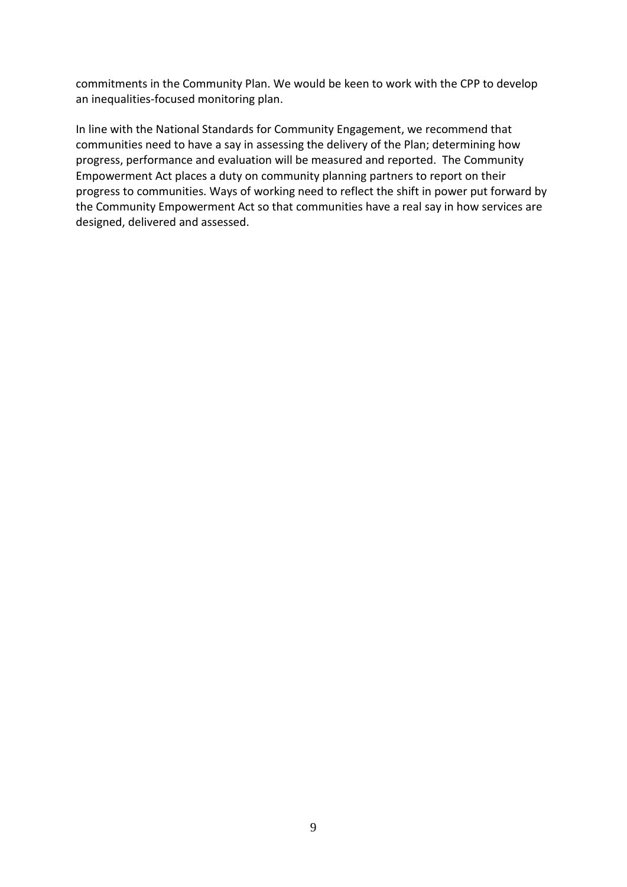commitments in the Community Plan. We would be keen to work with the CPP to develop an inequalities-focused monitoring plan.

In line with the National Standards for Community Engagement, we recommend that communities need to have a say in assessing the delivery of the Plan; determining how progress, performance and evaluation will be measured and reported. The Community Empowerment Act places a duty on community planning partners to report on their progress to communities. Ways of working need to reflect the shift in power put forward by the Community Empowerment Act so that communities have a real say in how services are designed, delivered and assessed.